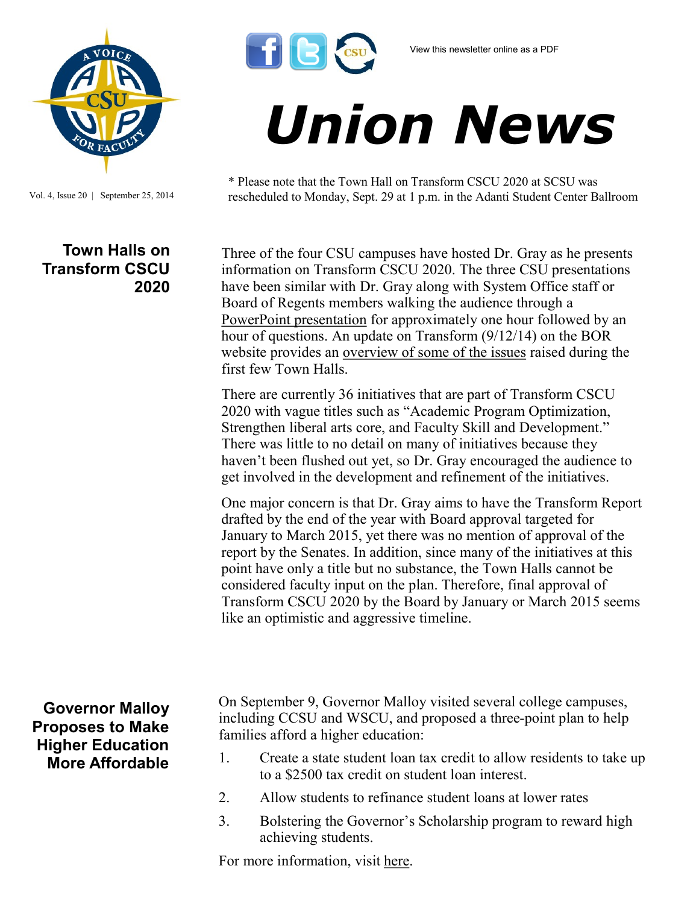View this newsletter online as a PDF

# Union News

Vol. 4, Issue 20 | September 25, 2014

\* Please note that the Town Hall on Transform CSCU 2020 at SCSU was rescheduled to Monday, Sept. 29 at 1 p.m. in the Adanti Student Center Ballroom

## Town Halls on Transform CSCU 2020

Three of the four CSU campuses have hosted Dr. Gray as he presents information on Transform CSCU 2020. The three CSU presentations have been similar with Dr. Gray along with System Office staff or Board of Regents members walking the audience through a PowerPoint presentation for approximately one hour followed by an hour of questions. An update on Transform (9/12/14) on the BOR website provides an overview of some of the issues raised during the first few Town Halls.

There are currently 36 initiatives that are part of Transform CSCU 2020 with vague titles such as "Academic Program Optimization, Strengthen liberal arts core, and Faculty Skill and Development." There was little to no detail on many of initiatives because they haven't been flushed out yet, so Dr. Gray encouraged the audience to get involved in the development and refinement of the initiatives.

One major concern is that Dr. Gray aims to have the Transform Report drafted by the end of the year with Board approval targeted for January to March 2015, yet there was no mention of approval of the report by the Senates. In addition, since many of the initiatives at this point have only a title but no substance, the Town Halls cannot be considered faculty input on the plan. Therefore, final approval of Transform CSCU 2020 by the Board by January or March 2015 seems like an optimistic and aggressive timeline.

## Governor Malloy Proposes to Make Higher Education More Affordable

On September 9, Governor Malloy visited several college campuses, including CCSU and WSCU, and proposed a three-point plan to help families afford a higher education:

1. Create a state student loan tax credit to allow residents to take up to a $2500 tax credit on student loan interest.
2. Allow students to refinance student loans at lower rates
3. Bolstering the Governor's Scholarship program to reward high achieving students.

For more information, visit here.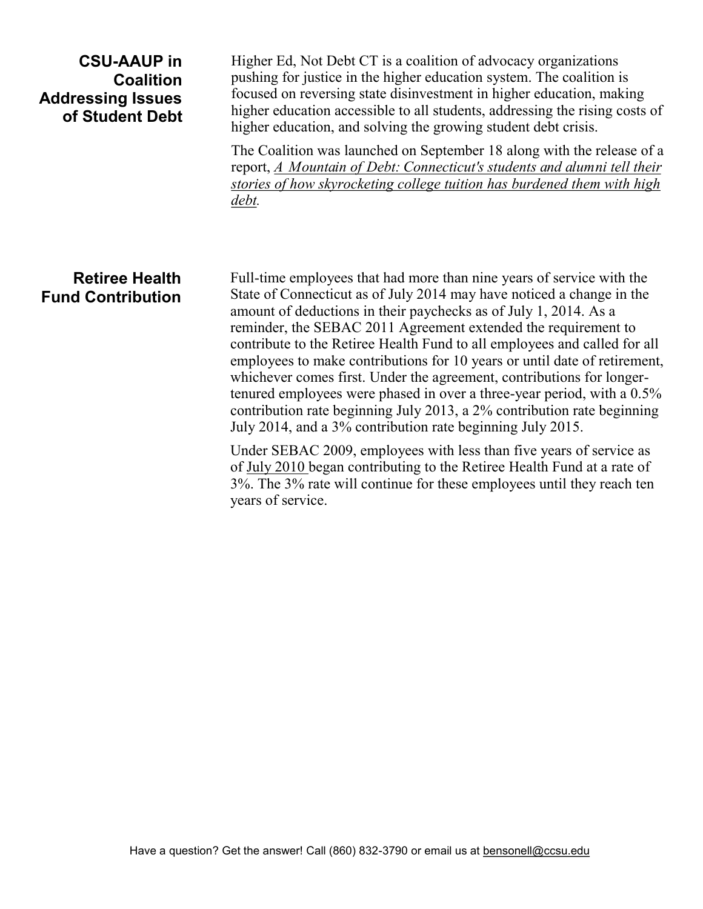## CSU-AAUP in Coalition Addressing Issues of Student Debt

Higher Ed, Not Debt CT is a coalition of advocacy organizations pushing for justice in the higher education system. The coalition is focused on reversing state disinvestment in higher education, making higher education accessible to all students, addressing the rising costs of higher education, and solving the growing student debt crisis.

The Coalition was launched on September 18 along with the release of a report, *A Mountain of Debt: Connecticut's students and alumni tell their stories of how skyrocketing college tuition has burdened them with high debt.*

## Retiree Health Fund Contribution

Full-time employees that had more than nine years of service with the State of Connecticut as of July 2014 may have noticed a change in the amount of deductions in their paychecks as of July 1, 2014. As a reminder, the SEBAC 2011 Agreement extended the requirement to contribute to the Retiree Health Fund to all employees and called for all employees to make contributions for 10 years or until date of retirement, whichever comes first. Under the agreement, contributions for longer-tenured employees were phased in over a three-year period, with a 0.5% contribution rate beginning July 2013, a 2% contribution rate beginning July 2014, and a 3% contribution rate beginning July 2015.

Under SEBAC 2009, employees with less than five years of service as of July 2010 began contributing to the Retiree Health Fund at a rate of 3%. The 3% rate will continue for these employees until they reach ten years of service.

Have a question? Get the answer! Call (860) 832-3790 or email us at bensonell@ccsu.edu